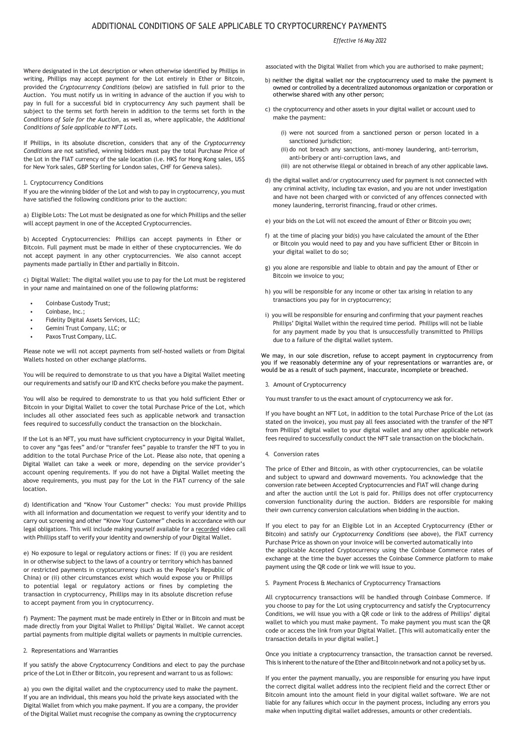# ADDITIONAL CONDITIONS OF SALE APPLICABLE TO CRYPTOCURRENCY PAYMENTS

*Effective 16 May 2022*

Where designated in the Lot description or when otherwise identified by Phillips in writing, Phillips may accept payment for the Lot entirely in Ether or Bitcoin, provided the *Cryptocurrency Conditions* (below) are satisfied in full prior to the Auction. You must notify us in writing in advance of the auction if you wish to pay in full for a successful bid in cryptocurrency Any such payment shall be subject to the terms set forth herein in addition to the terms set forth in the *Conditions of Sale for the Auction*, as well as, where applicable, the *Additional Conditions of Sale applicable to NFT Lots.*

If Phillips, in its absolute discretion, considers that any of the *Cryptocurrency Conditions* are not satisfied, winning bidders must pay the total Purchase Price of the Lot in the FIAT currency of the sale location (i.e. HK$ for Hong Kong sales, US$ for New York sales, GBP Sterling for London sales, CHF for Geneva sales).

1. Cryptocurrency Conditions

If you are the winning bidder of the Lot and wish to pay in cryptocurrency, you must have satisfied the following conditions prior to the auction:

a) Eligible Lots: The Lot must be designated as one for which Phillips and the seller will accept payment in one of the Accepted Cryptocurrencies.

b) Accepted Cryptocurrencies: Phillips can accept payments in Ether or Bitcoin. Full payment must be made in either of these cryptocurrencies. We do not accept payment in any other cryptocurrencies. We also cannot accept payments made partially in Ether and partially in Bitcoin.

c) Digital Wallet: The digital wallet you use to pay for the Lot must be registered in your name and maintained on one of the following platforms:

- Coinbase Custody Trust;
- Coinbase, Inc.;
- Fidelity Digital Assets Services, LLC;
- Gemini Trust Company, LLC; or
- Paxos Trust Company, LLC.

Please note we will not accept payments from self-hosted wallets or from Digital Wallets hosted on other exchange platforms.

You will be required to demonstrate to us that you have a Digital Wallet meeting our requirements and satisfy our ID and KYC checks before you make the payment.

You will also be required to demonstrate to us that you hold sufficient Ether or Bitcoin in your Digital Wallet to cover the total Purchase Price of the Lot, which includes all other associated fees such as applicable network and transaction fees required to successfully conduct the transaction on the blockchain.

If the Lot is an NFT, you must have sufficient cryptocurrency in your Digital Wallet, to cover any "gas fees" and/or "transfer fees" payable to transfer the NFT to you in addition to the total Purchase Price of the Lot. Please also note, that opening a Digital Wallet can take a week or more, depending on the service provider's account opening requirements. If you do not have a Digital Wallet meeting the above requirements, you must pay for the Lot in the FIAT currency of the sale location.

d) Identification and "Know Your Customer" checks: You must provide Phillips with all information and documentation we request to verify your identity and to carry out screening and other "Know Your Customer" checks in accordance with our legal obligations. This will include making yourself available for a recorded video call with Phillips staff to verify your identity and ownership of your Digital Wallet.

e) No exposure to legal or regulatory actions or fines: If (i) you are resident in or otherwise subject to the laws of a country or territory which has banned or restricted payments in cryptocurrency (such as the People's Republic of China) or (ii) other circumstances exist which would expose you or Phillips to potential legal or regulatory actions or fines by completing the transaction in cryptocurrency, Phillips may in its absolute discretion refuse to accept payment from you in cryptocurrency.

f) Payment: The payment must be made entirely in Ether or in Bitcoin and must be made directly from your Digital Wallet to Phillips' Digital Wallet. We cannot accept partial payments from multiple digital wallets or payments in multiple currencies.

2. Representations and Warranties

If you satisfy the above Cryptocurrency Conditions and elect to pay the purchase price of the Lot in Ether or Bitcoin, you represent and warrant to us as follows:

a) you own the digital wallet and the cryptocurrency used to make the payment. If you are an individual, this means you hold the private keys associated with the Digital Wallet from which you make payment. If you are a company, the provider of the Digital Wallet must recognise the company as owning the cryptocurrency associated with the Digital Wallet from which you are authorised to make payment;

b) neither the digital wallet nor the cryptocurrency used to make the payment is owned or controlled by a decentralized autonomous organization or corporation or otherwise shared with any other person;

c) the cryptocurrency and other assets in your digital wallet or account used to make the payment:

(i) were not sourced from a sanctioned person or person located in a sanctioned jurisdiction;

(ii) do not breach any sanctions, anti-money laundering, anti-terrorism, anti-bribery or anti-corruption laws, and

(iii) are not otherwise illegal or obtained in breach of any other applicable laws.

d) the digital wallet and/or cryptocurrency used for payment is not connected with any criminal activity, including tax evasion, and you are not under investigation and have not been charged with or convicted of any offences connected with money laundering, terrorist financing, fraud or other crimes.

e) your bids on the Lot will not exceed the amount of Ether or Bitcoin you own;

f) at the time of placing your bid(s) you have calculated the amount of the Ether or Bitcoin you would need to pay and you have sufficient Ether or Bitcoin in your digital wallet to do so;

g) you alone are responsible and liable to obtain and pay the amount of Ether or Bitcoin we invoice to you;

h) you will be responsible for any income or other tax arising in relation to any transactions you pay for in cryptocurrency;

i) you will be responsible for ensuring and confirming that your payment reaches Phillips' Digital Wallet within the required time period. Phillips will not be liable for any payment made by you that is unsuccessfully transmitted to Phillips due to a failure of the digital wallet system.

We may, in our sole discretion, refuse to accept payment in cryptocurrency from you if we reasonably determine any of your representations or warranties are, or would be as a result of such payment, inaccurate, incomplete or breached.

3. Amount of Cryptocurrency

You must transfer to us the exact amount of cryptocurrency we ask for.

If you have bought an NFT Lot, in addition to the total Purchase Price of the Lot (as stated on the invoice), you must pay all fees associated with the transfer of the NFT from Phillips' digital wallet to your digital wallet and any other applicable network fees required to successfully conduct the NFT sale transaction on the blockchain.

4. Conversion rates

The price of Ether and Bitcoin, as with other cryptocurrencies, can be volatile and subject to upward and downward movements. You acknowledge that the conversion rate between Accepted Cryptocurrencies and FIAT will change during and after the auction until the Lot is paid for. Phillips does not offer cryptocurrency conversion functionality during the auction. Bidders are responsible for making their own currency conversion calculations when bidding in the auction.

If you elect to pay for an Eligible Lot in an Accepted Cryptocurrency (Ether or Bitcoin) and satisfy our *Cryptocurrency Conditions* (see above), the FIAT currency Purchase Price as shown on your invoice will be converted automatically into the applicable Accepted Cryptocurrency using the Coinbase Commerce rates of exchange at the time the buyer accesses the Coinbase Commerce platform to make payment using the QR code or link we will issue to you.

5. Payment Process & Mechanics of Cryptocurrency Transactions

All cryptocurrency transactions will be handled through Coinbase Commerce. If you choose to pay for the Lot using cryptocurrency and satisfy the Cryptocurrency Conditions, we will issue you with a QR code or link to the address of Phillips' digital wallet to which you must make payment. To make payment you must scan the QR code or access the link from your Digital Wallet. [This will automatically enter the transaction details in your digital wallet.]

Once you initiate a cryptocurrency transaction, the transaction cannot be reversed. This is inherent to the nature of the Ether and Bitcoin network and not a policy set by us.

If you enter the payment manually, you are responsible for ensuring you have input the correct digital wallet address into the recipient field and the correct Ether or Bitcoin amount into the amount field in your digital wallet software. We are not liable for any failures which occur in the payment process, including any errors you make when inputting digital wallet addresses, amounts or other credentials.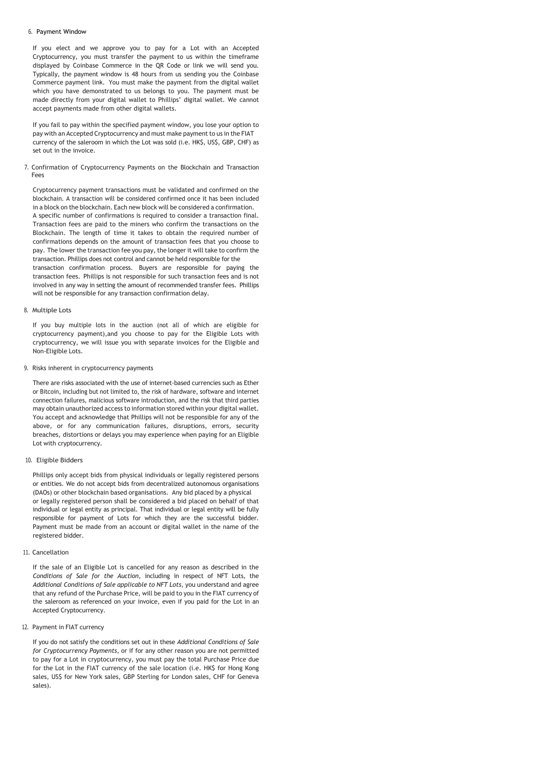6. Payment Window

If you elect and we approve you to pay for a Lot with an Accepted Cryptocurrency, you must transfer the payment to us within the timeframe displayed by Coinbase Commerce in the QR Code or link we will send you. Typically, the payment window is 48 hours from us sending you the Coinbase Commerce payment link. You must make the payment from the digital wallet which you have demonstrated to us belongs to you. The payment must be made directly from your digital wallet to Phillips' digital wallet. We cannot accept payments made from other digital wallets.

If you fail to pay within the specified payment window, you lose your option to pay with an Accepted Cryptocurrency and must make payment to us in the FIAT currency of the saleroom in which the Lot was sold (i.e. HK$, US$, GBP, CHF) as set out in the invoice.

7. Confirmation of Cryptocurrency Payments on the Blockchain and Transaction Fees

Cryptocurrency payment transactions must be validated and confirmed on the blockchain. A transaction will be considered confirmed once it has been included in a block on the blockchain. Each new block will be considered a confirmation. A specific number of confirmations is required to consider a transaction final. Transaction fees are paid to the miners who confirm the transactions on the Blockchain. The length of time it takes to obtain the required number of confirmations depends on the amount of transaction fees that you choose to pay. The lower the transaction fee you pay, the longer it will take to confirm the transaction. Phillips does not control and cannot be held responsible for the transaction confirmation process. Buyers are responsible for paying the transaction fees. Phillips is not responsible for such transaction fees and is not involved in any way in setting the amount of recommended transfer fees. Phillips will not be responsible for any transaction confirmation delay.

8. Multiple Lots

If you buy multiple lots in the auction (not all of which are eligible for cryptocurrency payment),and you choose to pay for the Eligible Lots with cryptocurrency, we will issue you with separate invoices for the Eligible and Non-Eligible Lots.

9. Risks inherent in cryptocurrency payments

There are risks associated with the use of internet-based currencies such as Ether or Bitcoin, including but not limited to, the risk of hardware, software and internet connection failures, malicious software introduction, and the risk that third parties may obtain unauthorized access to information stored within your digital wallet. You accept and acknowledge that Phillips will not be responsible for any of the above, or for any communication failures, disruptions, errors, security breaches, distortions or delays you may experience when paying for an Eligible Lot with cryptocurrency.

10. Eligible Bidders

Phillips only accept bids from physical individuals or legally registered persons or entities. We do not accept bids from decentralized autonomous organisations (DAOs) or other blockchain based organisations. Any bid placed by a physical or legally registered person shall be considered a bid placed on behalf of that individual or legal entity as principal. That individual or legal entity will be fully responsible for payment of Lots for which they are the successful bidder. Payment must be made from an account or digital wallet in the name of the registered bidder.

11. Cancellation

If the sale of an Eligible Lot is cancelled for any reason as described in the *Conditions of Sale for the Auction*, including in respect of NFT Lots, the *Additional Conditions of Sale applicable to NFT Lots*, you understand and agree that any refund of the Purchase Price, will be paid to you in the FIAT currency of the saleroom as referenced on your invoice, even if you paid for the Lot in an Accepted Cryptocurrency.

12. Payment in FIAT currency

If you do not satisfy the conditions set out in these *Additional Conditions of Sale for Cryptocurrency Payments*, or if for any other reason you are not permitted to pay for a Lot in cryptocurrency, you must pay the total Purchase Price due for the Lot in the FIAT currency of the sale location (i.e. HK$ for Hong Kong sales, US$ for New York sales, GBP Sterling for London sales, CHF for Geneva sales).